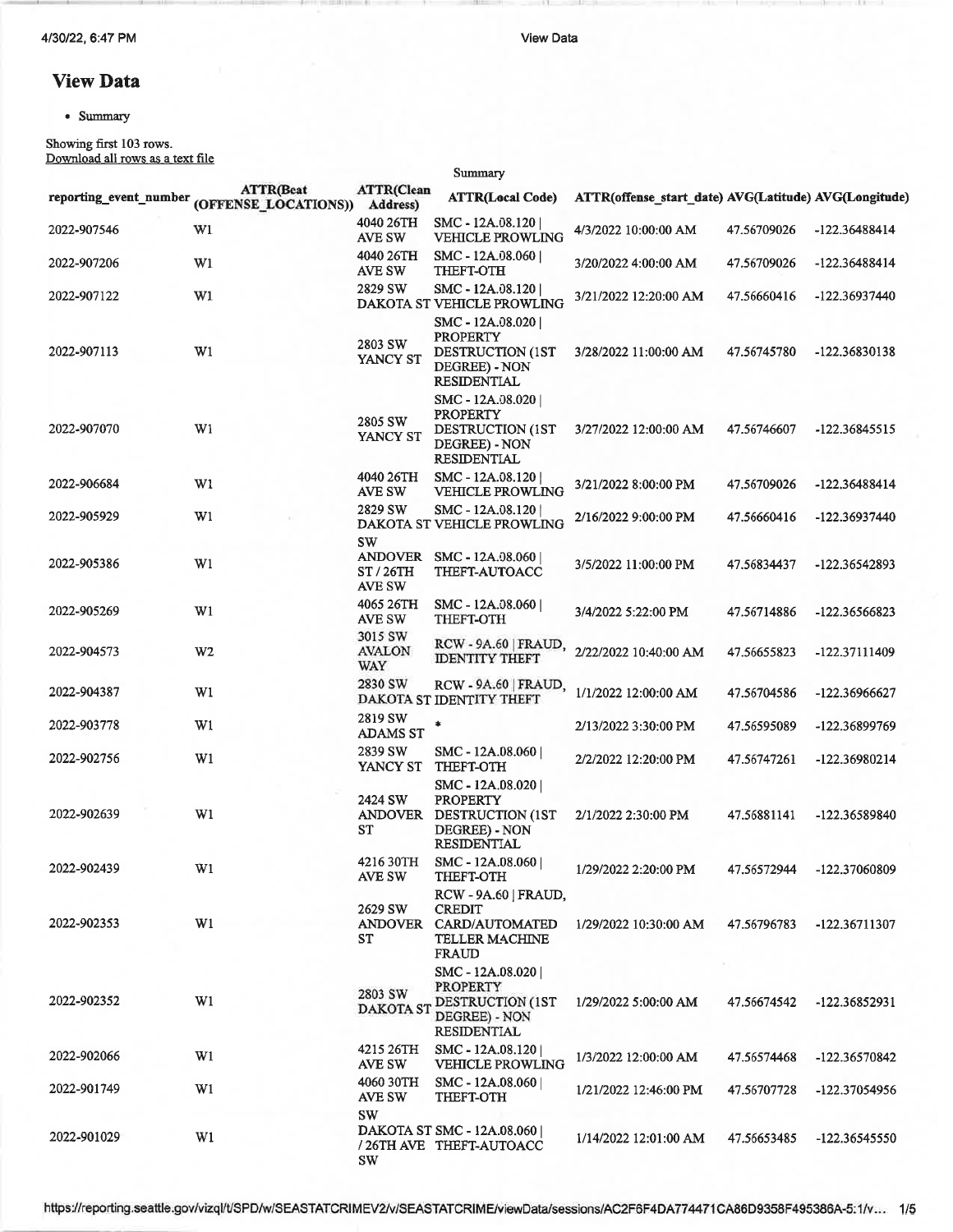# View Data

- Summary

Showing first 103 rows.
Download all rows as a text file

Summary

| reporting_event_number | ATTR(Beat (OFFENSE_LOCATIONS)) | ATTR(Clean Address) | ATTR(Local Code) | ATTR(offense_start_date) | AVG(Latitude) | AVG(Longitude) |
|---|---|---|---|---|---|---|
| 2022-907546 | W1 | 4040 26TH AVE SW | SMC - 12A.08.120 \| VEHICLE PROWLING | 4/3/2022 10:00:00 AM | 47.56709026 | -122.36488414 |
| 2022-907206 | W1 | 4040 26TH AVE SW | SMC - 12A.08.060 \| THEFT-OTH | 3/20/2022 4:00:00 AM | 47.56709026 | -122.36488414 |
| 2022-907122 | W1 | 2829 SW DAKOTA ST | SMC - 12A.08.120 \| VEHICLE PROWLING | 3/21/2022 12:20:00 AM | 47.56660416 | -122.36937440 |
| 2022-907113 | W1 | 2803 SW YANCY ST | SMC - 12A.08.020 \| PROPERTY DESTRUCTION (1ST DEGREE) - NON RESIDENTIAL | 3/28/2022 11:00:00 AM | 47.56745780 | -122.36830138 |
| 2022-907070 | W1 | 2805 SW YANCY ST | SMC - 12A.08.020 \| PROPERTY DESTRUCTION (1ST DEGREE) - NON RESIDENTIAL | 3/27/2022 12:00:00 AM | 47.56746607 | -122.36845515 |
| 2022-906684 | W1 | 4040 26TH AVE SW | SMC - 12A.08.120 \| VEHICLE PROWLING | 3/21/2022 8:00:00 PM | 47.56709026 | -122.36488414 |
| 2022-905929 | W1 | 2829 SW DAKOTA ST | SMC - 12A.08.120 \| VEHICLE PROWLING | 2/16/2022 9:00:00 PM | 47.56660416 | -122.36937440 |
| 2022-905386 | W1 | SW ANDOVER ST / 26TH AVE SW | SMC - 12A.08.060 \| THEFT-AUTOACC | 3/5/2022 11:00:00 PM | 47.56834437 | -122.36542893 |
| 2022-905269 | W1 | 4065 26TH AVE SW | SMC - 12A.08.060 \| THEFT-OTH | 3/4/2022 5:22:00 PM | 47.56714886 | -122.36566823 |
| 2022-904573 | W2 | 3015 SW AVALON WAY | RCW - 9A.60 \| FRAUD, IDENTITY THEFT | 2/22/2022 10:40:00 AM | 47.56655823 | -122.37111409 |
| 2022-904387 | W1 | 2830 SW DAKOTA ST | RCW - 9A.60 \| FRAUD, IDENTITY THEFT | 1/1/2022 12:00:00 AM | 47.56704586 | -122.36966627 |
| 2022-903778 | W1 | 2819 SW ADAMS ST | * | 2/13/2022 3:30:00 PM | 47.56595089 | -122.36899769 |
| 2022-902756 | W1 | 2839 SW YANCY ST | SMC - 12A.08.060 \| THEFT-OTH | 2/2/2022 12:20:00 PM | 47.56747261 | -122.36980214 |
| 2022-902639 | W1 | 2424 SW ANDOVER ST | SMC - 12A.08.020 \| PROPERTY DESTRUCTION (1ST DEGREE) - NON RESIDENTIAL | 2/1/2022 2:30:00 PM | 47.56881141 | -122.36589840 |
| 2022-902439 | W1 | 4216 30TH AVE SW | SMC - 12A.08.060 \| THEFT-OTH | 1/29/2022 2:20:00 PM | 47.56572944 | -122.37060809 |
| 2022-902353 | W1 | 2629 SW ANDOVER ST | RCW - 9A.60 \| FRAUD, CREDIT CARD/AUTOMATED TELLER MACHINE FRAUD | 1/29/2022 10:30:00 AM | 47.56796783 | -122.36711307 |
| 2022-902352 | W1 | 2803 SW DAKOTA ST | SMC - 12A.08.020 \| PROPERTY DESTRUCTION (1ST DEGREE) - NON RESIDENTIAL | 1/29/2022 5:00:00 AM | 47.56674542 | -122.36852931 |
| 2022-902066 | W1 | 4215 26TH AVE SW | SMC - 12A.08.120 \| VEHICLE PROWLING | 1/3/2022 12:00:00 AM | 47.56574468 | -122.36570842 |
| 2022-901749 | W1 | 4060 30TH AVE SW | SMC - 12A.08.060 \| THEFT-OTH | 1/21/2022 12:46:00 PM | 47.56707728 | -122.37054956 |
| 2022-901029 | W1 | SW DAKOTA ST / 26TH AVE SW | SMC - 12A.08.060 \| THEFT-AUTOACC | 1/14/2022 12:01:00 AM | 47.56653485 | -122.36545550 |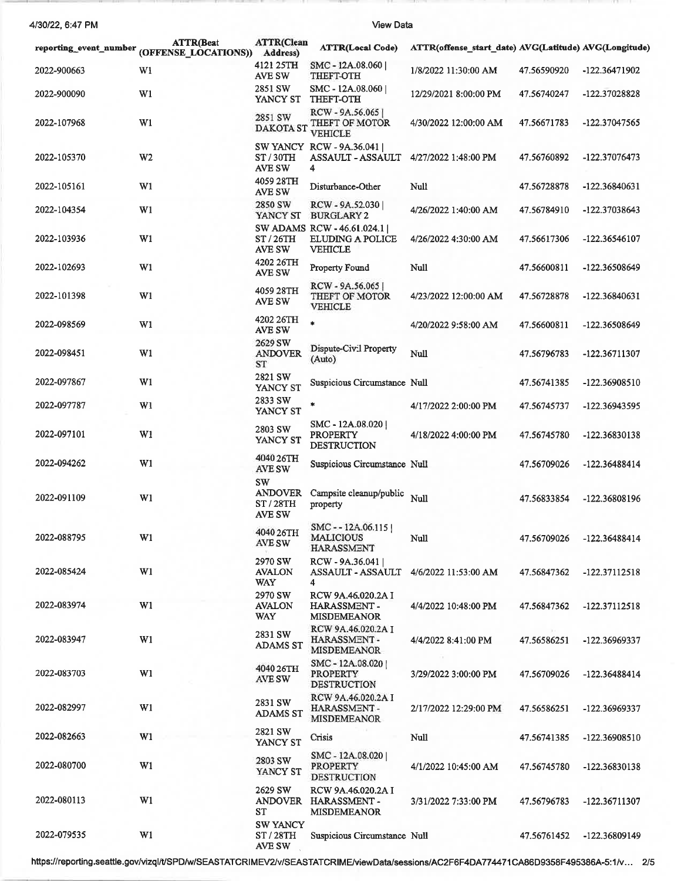| reporting_event_number | ATTR(Beat (OFFENSE_LOCATIONS)) | ATTR(Clean Address) | ATTR(Local Code) | ATTR(offense_start_date) | AVG(Latitude) | AVG(Longitude) |
|---|---|---|---|---|---|---|
| 2022-900663 | W1 | 4121 25TH AVE SW | SMC - 12A.08.060 \| THEFT-OTH | 1/8/2022 11:30:00 AM | 47.56590920 | -122.36471902 |
| 2022-900090 | W1 | 2851 SW YANCY ST | SMC - 12A.08.060 \| THEFT-OTH | 12/29/2021 8:00:00 PM | 47.56740247 | -122.37028828 |
| 2022-107968 | W1 | 2851 SW DAKOTA ST | RCW - 9A.56.065 \| THEFT OF MOTOR VEHICLE | 4/30/2022 12:00:00 AM | 47.56671783 | -122.37047565 |
| 2022-105370 | W2 | SW YANCY ST / 30TH AVE SW | RCW - 9A.36.041 \| ASSAULT - ASSAULT 4 | 4/27/2022 1:48:00 PM | 47.56760892 | -122.37076473 |
| 2022-105161 | W1 | 4059 28TH AVE SW | Disturbance-Other | Null | 47.56728878 | -122.36840631 |
| 2022-104354 | W1 | 2850 SW YANCY ST | RCW - 9A.52.030 \| BURGLARY 2 | 4/26/2022 1:40:00 AM | 47.56784910 | -122.37038643 |
| 2022-103936 | W1 | SW ADAMS ST / 26TH AVE SW | RCW - 46.61.024.1 \| ELUDING A POLICE VEHICLE | 4/26/2022 4:30:00 AM | 47.56617306 | -122.36546107 |
| 2022-102693 | W1 | 4202 26TH AVE SW | Property Found | Null | 47.56600811 | -122.36508649 |
| 2022-101398 | W1 | 4059 28TH AVE SW | RCW - 9A.56.065 \| THEFT OF MOTOR VEHICLE | 4/23/2022 12:00:00 AM | 47.56728878 | -122.36840631 |
| 2022-098569 | W1 | 4202 26TH AVE SW | * | 4/20/2022 9:58:00 AM | 47.56600811 | -122.36508649 |
| 2022-098451 | W1 | 2629 SW ANDOVER ST | Dispute-Civil Property (Auto) | Null | 47.56796783 | -122.36711307 |
| 2022-097867 | W1 | 2821 SW YANCY ST | Suspicious Circumstance | Null | 47.56741385 | -122.36908510 |
| 2022-097787 | W1 | 2833 SW YANCY ST | * | 4/17/2022 2:00:00 PM | 47.56745737 | -122.36943595 |
| 2022-097101 | W1 | 2803 SW YANCY ST | SMC - 12A.08.020 \| PROPERTY DESTRUCTION | 4/18/2022 4:00:00 PM | 47.56745780 | -122.36830138 |
| 2022-094262 | W1 | 4040 26TH AVE SW | Suspicious Circumstance | Null | 47.56709026 | -122.36488414 |
| 2022-091109 | W1 | SW ANDOVER ST / 28TH AVE SW | Campsite cleanup/public property | Null | 47.56833854 | -122.36808196 |
| 2022-088795 | W1 | 4040 26TH AVE SW | SMC - - 12A.06.115 \| MALICIOUS HARASSMENT | Null | 47.56709026 | -122.36488414 |
| 2022-085424 | W1 | 2970 SW AVALON WAY | RCW - 9A.36.041 \| ASSAULT - ASSAULT 4 | 4/6/2022 11:53:00 AM | 47.56847362 | -122.37112518 |
| 2022-083974 | W1 | 2970 SW AVALON WAY | RCW 9A.46.020.2A I HARASSMENT - MISDEMEANOR | 4/4/2022 10:48:00 PM | 47.56847362 | -122.37112518 |
| 2022-083947 | W1 | 2831 SW ADAMS ST | RCW 9A.46.020.2A I HARASSMENT - MISDEMEANOR | 4/4/2022 8:41:00 PM | 47.56586251 | -122.36969337 |
| 2022-083703 | W1 | 4040 26TH AVE SW | SMC - 12A.08.020 \| PROPERTY DESTRUCTION | 3/29/2022 3:00:00 PM | 47.56709026 | -122.36488414 |
| 2022-082997 | W1 | 2831 SW ADAMS ST | RCW 9A.46.020.2A I HARASSMENT - MISDEMEANOR | 2/17/2022 12:29:00 PM | 47.56586251 | -122.36969337 |
| 2022-082663 | W1 | 2821 SW YANCY ST | Crisis | Null | 47.56741385 | -122.36908510 |
| 2022-080700 | W1 | 2803 SW YANCY ST | SMC - 12A.08.020 \| PROPERTY DESTRUCTION | 4/1/2022 10:45:00 AM | 47.56745780 | -122.36830138 |
| 2022-080113 | W1 | 2629 SW ANDOVER ST | RCW 9A.46.020.2A I HARASSMENT - MISDEMEANOR | 3/31/2022 7:33:00 PM | 47.56796783 | -122.36711307 |
| 2022-079535 | W1 | SW YANCY ST / 28TH AVE SW | Suspicious Circumstance | Null | 47.56761452 | -122.36809149 |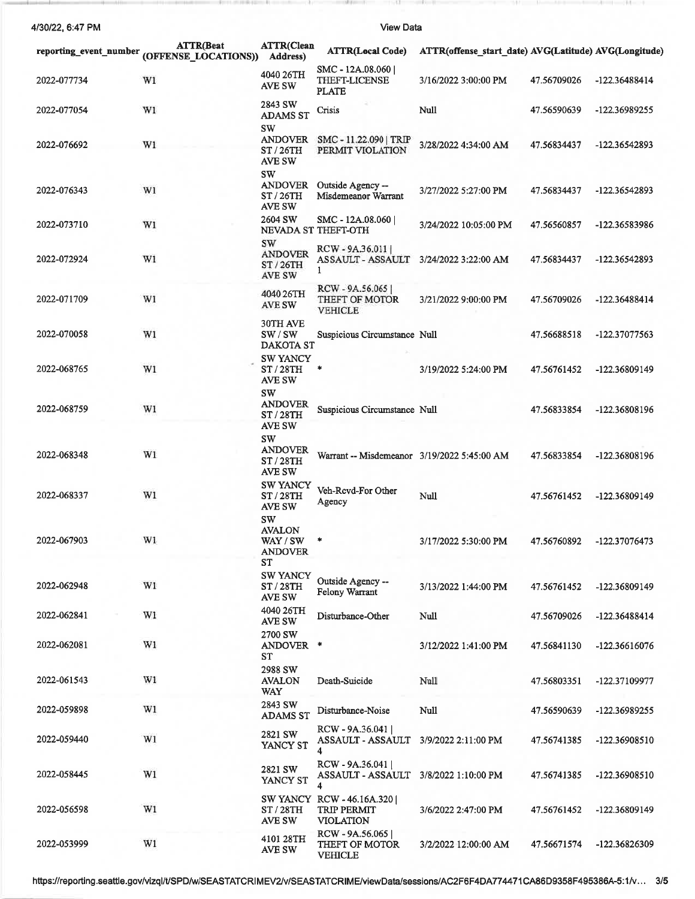| reporting_event_number | ATTR(Beat (OFFENSE_LOCATIONS)) | ATTR(Clean Address) | ATTR(Local Code) | ATTR(offense_start_date) | AVG(Latitude) | AVG(Longitude) |
|---|---|---|---|---|---|---|
| 2022-077734 | W1 | 4040 26TH AVE SW | SMC - 12A.08.060 \| THEFT-LICENSE PLATE | 3/16/2022 3:00:00 PM | 47.56709026 | -122.36488414 |
| 2022-077054 | W1 | 2843 SW ADAMS ST | Crisis | Null | 47.56590639 | -122.36989255 |
| 2022-076692 | W1 | SW ANDOVER ST / 26TH AVE SW | SMC - 11.22.090 \| TRIP PERMIT VIOLATION | 3/28/2022 4:34:00 AM | 47.56834437 | -122.36542893 |
| 2022-076343 | W1 | SW ANDOVER ST / 26TH AVE SW | Outside Agency -- Misdemeanor Warrant | 3/27/2022 5:27:00 PM | 47.56834437 | -122.36542893 |
| 2022-073710 | W1 | 2604 SW NEVADA ST | SMC - 12A.08.060 \| THEFT-OTH | 3/24/2022 10:05:00 PM | 47.56560857 | -122.36583986 |
| 2022-072924 | W1 | SW ANDOVER ST / 26TH AVE SW | RCW - 9A.36.011 \| ASSAULT - ASSAULT 1 | 3/24/2022 3:22:00 AM | 47.56834437 | -122.36542893 |
| 2022-071709 | W1 | 4040 26TH AVE SW | RCW - 9A.56.065 \| THEFT OF MOTOR VEHICLE | 3/21/2022 9:00:00 PM | 47.56709026 | -122.36488414 |
| 2022-070058 | W1 | 30TH AVE SW / SW DAKOTA ST | Suspicious Circumstance | Null | 47.56688518 | -122.37077563 |
| 2022-068765 | W1 | SW YANCY ST / 28TH AVE SW | * | 3/19/2022 5:24:00 PM | 47.56761452 | -122.36809149 |
| 2022-068759 | W1 | SW ANDOVER ST / 28TH AVE SW | Suspicious Circumstance | Null | 47.56833854 | -122.36808196 |
| 2022-068348 | W1 | SW ANDOVER ST / 28TH AVE SW | Warrant -- Misdemeanor | 3/19/2022 5:45:00 AM | 47.56833854 | -122.36808196 |
| 2022-068337 | W1 | SW YANCY ST / 28TH AVE SW | Veh-Rcvd-For Other Agency | Null | 47.56761452 | -122.36809149 |
| 2022-067903 | W1 | SW AVALON WAY / SW ANDOVER ST | * | 3/17/2022 5:30:00 PM | 47.56760892 | -122.37076473 |
| 2022-062948 | W1 | SW YANCY ST / 28TH AVE SW | Outside Agency -- Felony Warrant | 3/13/2022 1:44:00 PM | 47.56761452 | -122.36809149 |
| 2022-062841 | W1 | 4040 26TH AVE SW | Disturbance-Other | Null | 47.56709026 | -122.36488414 |
| 2022-062081 | W1 | 2700 SW ANDOVER ST | * | 3/12/2022 1:41:00 PM | 47.56841130 | -122.36616076 |
| 2022-061543 | W1 | 2988 SW AVALON WAY | Death-Suicide | Null | 47.56803351 | -122.37109977 |
| 2022-059898 | W1 | 2843 SW ADAMS ST | Disturbance-Noise | Null | 47.56590639 | -122.36989255 |
| 2022-059440 | W1 | 2821 SW YANCY ST | RCW - 9A.36.041 \| ASSAULT - ASSAULT 4 | 3/9/2022 2:11:00 PM | 47.56741385 | -122.36908510 |
| 2022-058445 | W1 | 2821 SW YANCY ST | RCW - 9A.36.041 \| ASSAULT - ASSAULT 4 | 3/8/2022 1:10:00 PM | 47.56741385 | -122.36908510 |
| 2022-056598 | W1 | SW YANCY ST / 28TH AVE SW | RCW - 46.16A.320 \| TRIP PERMIT VIOLATION | 3/6/2022 2:47:00 PM | 47.56761452 | -122.36809149 |
| 2022-053999 | W1 | 4101 28TH AVE SW | RCW - 9A.56.065 \| THEFT OF MOTOR VEHICLE | 3/2/2022 12:00:00 AM | 47.56671574 | -122.36826309 |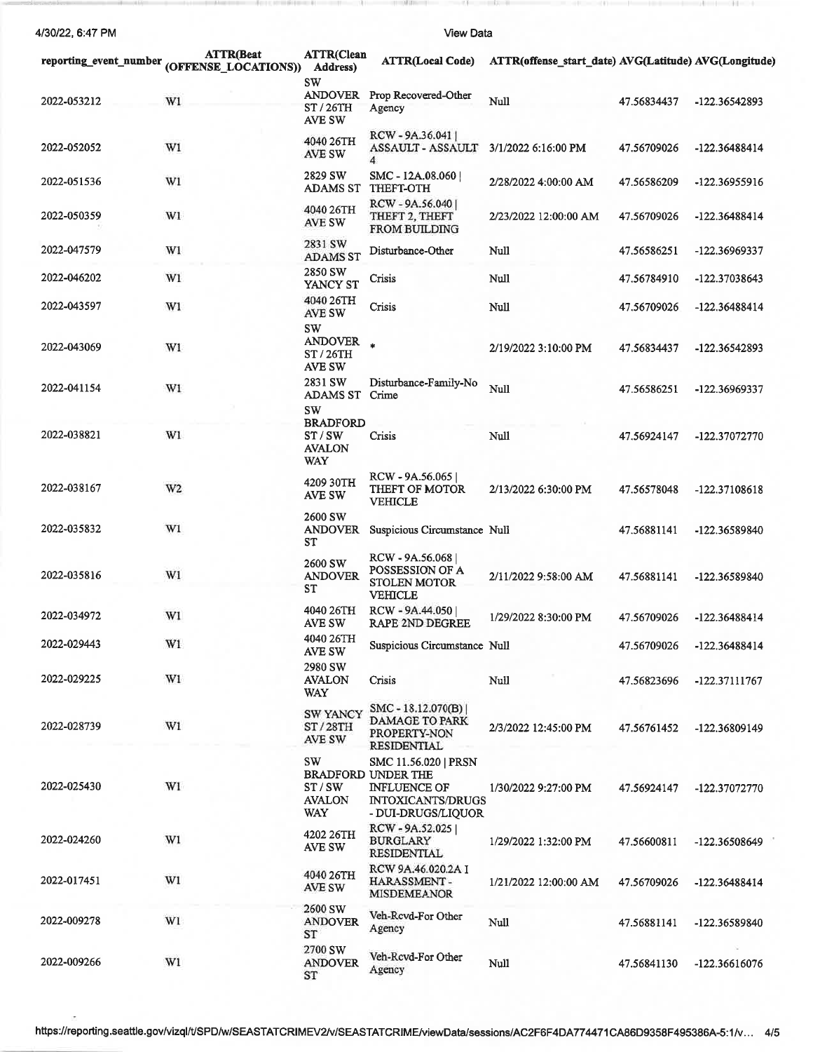| reporting_event_number | ATTR(Beat (OFFENSE_LOCATIONS)) | ATTR(Clean Address) | ATTR(Local Code) | ATTR(offense_start_date) | AVG(Latitude) | AVG(Longitude) |
|---|---|---|---|---|---|---|
| 2022-053212 | W1 | SW ANDOVER ST / 26TH AVE SW | Prop Recovered-Other Agency | Null | 47.56834437 | -122.36542893 |
| 2022-052052 | W1 | 4040 26TH AVE SW | RCW - 9A.36.041 \| ASSAULT - ASSAULT 4 | 3/1/2022 6:16:00 PM | 47.56709026 | -122.36488414 |
| 2022-051536 | W1 | 2829 SW ADAMS ST | SMC - 12A.08.060 \| THEFT-OTH | 2/28/2022 4:00:00 AM | 47.56586209 | -122.36955916 |
| 2022-050359 | W1 | 4040 26TH AVE SW | RCW - 9A.56.040 \| THEFT 2, THEFT FROM BUILDING | 2/23/2022 12:00:00 AM | 47.56709026 | -122.36488414 |
| 2022-047579 | W1 | 2831 SW ADAMS ST | Disturbance-Other | Null | 47.56586251 | -122.36969337 |
| 2022-046202 | W1 | 2850 SW YANCY ST | Crisis | Null | 47.56784910 | -122.37038643 |
| 2022-043597 | W1 | 4040 26TH AVE SW | Crisis | Null | 47.56709026 | -122.36488414 |
| 2022-043069 | W1 | SW ANDOVER ST / 26TH AVE SW | * | 2/19/2022 3:10:00 PM | 47.56834437 | -122.36542893 |
| 2022-041154 | W1 | 2831 SW ADAMS ST | Disturbance-Family-No Crime | Null | 47.56586251 | -122.36969337 |
| 2022-038821 | W1 | SW BRADFORD ST / SW AVALON WAY | Crisis | Null | 47.56924147 | -122.37072770 |
| 2022-038167 | W2 | 4209 30TH AVE SW | RCW - 9A.56.065 \| THEFT OF MOTOR VEHICLE | 2/13/2022 6:30:00 PM | 47.56578048 | -122.37108618 |
| 2022-035832 | W1 | 2600 SW ANDOVER ST | Suspicious Circumstance | Null | 47.56881141 | -122.36589840 |
| 2022-035816 | W1 | 2600 SW ANDOVER ST | RCW - 9A.56.068 \| POSSESSION OF A STOLEN MOTOR VEHICLE | 2/11/2022 9:58:00 AM | 47.56881141 | -122.36589840 |
| 2022-034972 | W1 | 4040 26TH AVE SW | RCW - 9A.44.050 \| RAPE 2ND DEGREE | 1/29/2022 8:30:00 PM | 47.56709026 | -122.36488414 |
| 2022-029443 | W1 | 4040 26TH AVE SW | Suspicious Circumstance | Null | 47.56709026 | -122.36488414 |
| 2022-029225 | W1 | 2980 SW AVALON WAY | Crisis | Null | 47.56823696 | -122.37111767 |
| 2022-028739 | W1 | SW YANCY ST / 28TH AVE SW | SMC - 18.12.070(B) \| DAMAGE TO PARK PROPERTY-NON RESIDENTIAL | 2/3/2022 12:45:00 PM | 47.56761452 | -122.36809149 |
| 2022-025430 | W1 | SW BRADFORD ST / SW AVALON WAY | SMC 11.56.020 \| PRSN UNDER THE INFLUENCE OF INTOXICANTS/DRUGS - DUI-DRUGS/LIQUOR | 1/30/2022 9:27:00 PM | 47.56924147 | -122.37072770 |
| 2022-024260 | W1 | 4202 26TH AVE SW | RCW - 9A.52.025 \| BURGLARY RESIDENTIAL | 1/29/2022 1:32:00 PM | 47.56600811 | -122.36508649 |
| 2022-017451 | W1 | 4040 26TH AVE SW | RCW 9A.46.020.2A I HARASSMENT - MISDEMEANOR | 1/21/2022 12:00:00 AM | 47.56709026 | -122.36488414 |
| 2022-009278 | W1 | 2600 SW ANDOVER ST | Veh-Rcvd-For Other Agency | Null | 47.56881141 | -122.36589840 |
| 2022-009266 | W1 | 2700 SW ANDOVER ST | Veh-Rcvd-For Other Agency | Null | 47.56841130 | -122.36616076 |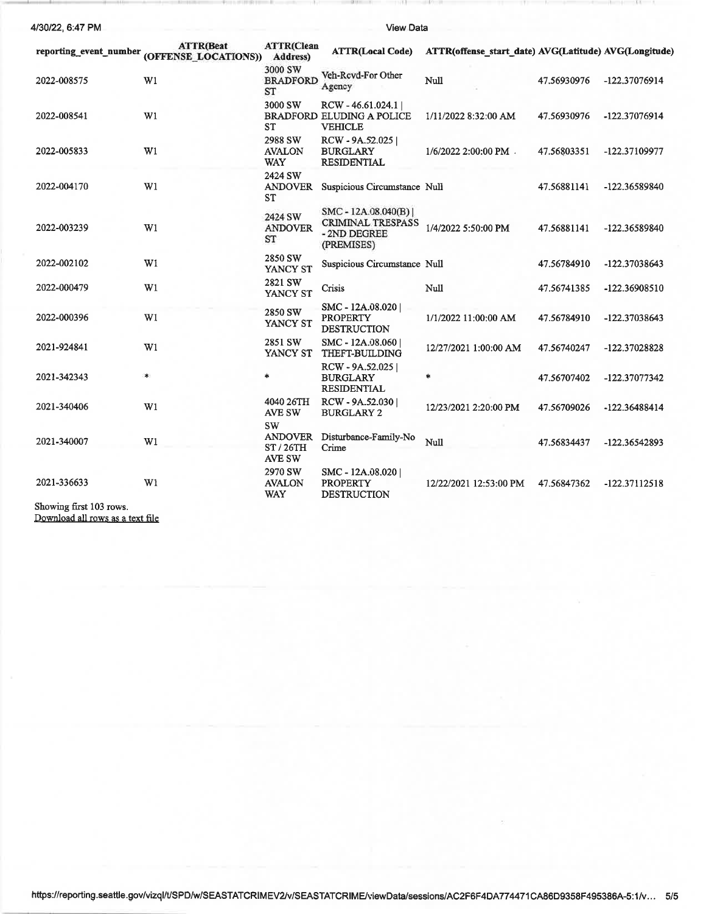| reporting_event_number | ATTR(Beat (OFFENSE_LOCATIONS)) | ATTR(Clean Address) | ATTR(Local Code) | ATTR(offense_start_date) | AVG(Latitude) | AVG(Longitude) |
|---|---|---|---|---|---|---|
| 2022-008575 | W1 | 3000 SW BRADFORD ST | Veh-Rcvd-For Other Agency | Null | 47.56930976 | -122.37076914 |
| 2022-008541 | W1 | 3000 SW BRADFORD ST | RCW - 46.61.024.1 \| ELUDING A POLICE VEHICLE | 1/11/2022 8:32:00 AM | 47.56930976 | -122.37076914 |
| 2022-005833 | W1 | 2988 SW AVALON WAY | RCW - 9A.52.025 \| BURGLARY RESIDENTIAL | 1/6/2022 2:00:00 PM | 47.56803351 | -122.37109977 |
| 2022-004170 | W1 | 2424 SW ANDOVER ST | Suspicious Circumstance | Null | 47.56881141 | -122.36589840 |
| 2022-003239 | W1 | 2424 SW ANDOVER ST | SMC - 12A.08.040(B) \| CRIMINAL TRESPASS - 2ND DEGREE (PREMISES) | 1/4/2022 5:50:00 PM | 47.56881141 | -122.36589840 |
| 2022-002102 | W1 | 2850 SW YANCY ST | Suspicious Circumstance | Null | 47.56784910 | -122.37038643 |
| 2022-000479 | W1 | 2821 SW YANCY ST | Crisis | Null | 47.56741385 | -122.36908510 |
| 2022-000396 | W1 | 2850 SW YANCY ST | SMC - 12A.08.020 \| PROPERTY DESTRUCTION | 1/1/2022 11:00:00 AM | 47.56784910 | -122.37038643 |
| 2021-924841 | W1 | 2851 SW YANCY ST | SMC - 12A.08.060 \| THEFT-BUILDING | 12/27/2021 1:00:00 AM | 47.56740247 | -122.37028828 |
| 2021-342343 | * | * | RCW - 9A.52.025 \| BURGLARY RESIDENTIAL | * | 47.56707402 | -122.37077342 |
| 2021-340406 | W1 | 4040 26TH AVE SW | RCW - 9A.52.030 \| BURGLARY 2 | 12/23/2021 2:20:00 PM | 47.56709026 | -122.36488414 |
| 2021-340007 | W1 | SW ANDOVER ST / 26TH AVE SW | Disturbance-Family-No Crime | Null | 47.56834437 | -122.36542893 |
| 2021-336633 | W1 | 2970 SW AVALON WAY | SMC - 12A.08.020 \| PROPERTY DESTRUCTION | 12/22/2021 12:53:00 PM | 47.56847362 | -122.37112518 |

Showing first 103 rows.
Download all rows as a text file